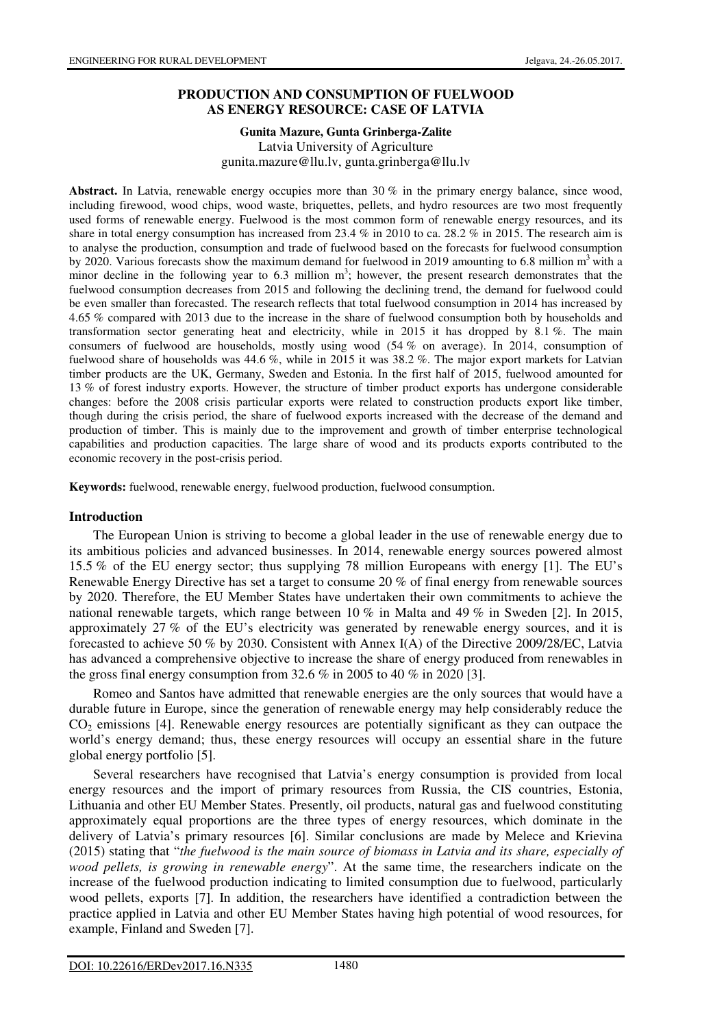# PRODUCTION AND CONSUMPTION OF FUELWOOD AS ENERGY RESOURCE: CASE OF LATVIA

**Gunita Mazure, Gunta Grinberga-Zalite**

Latvia University of Agriculture

gunita.mazure@llu.lv, gunta.grinberga@llu.lv

**Abstract.** In Latvia, renewable energy occupies more than 30 % in the primary energy balance, since wood, including firewood, wood chips, wood waste, briquettes, pellets, and hydro resources are two most frequently used forms of renewable energy. Fuelwood is the most common form of renewable energy resources, and its share in total energy consumption has increased from 23.4 % in 2010 to ca. 28.2 % in 2015. The research aim is to analyse the production, consumption and trade of fuelwood based on the forecasts for fuelwood consumption by 2020. Various forecasts show the maximum demand for fuelwood in 2019 amounting to 6.8 million $m^3$ with a minor decline in the following year to 6.3 million $m^3$; however, the present research demonstrates that the fuelwood consumption decreases from 2015 and following the declining trend, the demand for fuelwood could be even smaller than forecasted. The research reflects that total fuelwood consumption in 2014 has increased by 4.65 % compared with 2013 due to the increase in the share of fuelwood consumption both by households and transformation sector generating heat and electricity, while in 2015 it has dropped by 8.1 %. The main consumers of fuelwood are households, mostly using wood (54 % on average). In 2014, consumption of fuelwood share of households was 44.6 %, while in 2015 it was 38.2 %. The major export markets for Latvian timber products are the UK, Germany, Sweden and Estonia. In the first half of 2015, fuelwood amounted for 13 % of forest industry exports. However, the structure of timber product exports has undergone considerable changes: before the 2008 crisis particular exports were related to construction products export like timber, though during the crisis period, the share of fuelwood exports increased with the decrease of the demand and production of timber. This is mainly due to the improvement and growth of timber enterprise technological capabilities and production capacities. The large share of wood and its products exports contributed to the economic recovery in the post-crisis period.

**Keywords:** fuelwood, renewable energy, fuelwood production, fuelwood consumption.

## Introduction

The European Union is striving to become a global leader in the use of renewable energy due to its ambitious policies and advanced businesses. In 2014, renewable energy sources powered almost 15.5 % of the EU energy sector; thus supplying 78 million Europeans with energy [1]. The EU's Renewable Energy Directive has set a target to consume 20 % of final energy from renewable sources by 2020. Therefore, the EU Member States have undertaken their own commitments to achieve the national renewable targets, which range between 10 % in Malta and 49 % in Sweden [2]. In 2015, approximately 27 % of the EU's electricity was generated by renewable energy sources, and it is forecasted to achieve 50 % by 2030. Consistent with Annex I(A) of the Directive 2009/28/EC, Latvia has advanced a comprehensive objective to increase the share of energy produced from renewables in the gross final energy consumption from 32.6 % in 2005 to 40 % in 2020 [3].

Romeo and Santos have admitted that renewable energies are the only sources that would have a durable future in Europe, since the generation of renewable energy may help considerably reduce the $CO_2$ emissions [4]. Renewable energy resources are potentially significant as they can outpace the world's energy demand; thus, these energy resources will occupy an essential share in the future global energy portfolio [5].

Several researchers have recognised that Latvia's energy consumption is provided from local energy resources and the import of primary resources from Russia, the CIS countries, Estonia, Lithuania and other EU Member States. Presently, oil products, natural gas and fuelwood constituting approximately equal proportions are the three types of energy resources, which dominate in the delivery of Latvia's primary resources [6]. Similar conclusions are made by Melece and Krievina (2015) stating that "*the fuelwood is the main source of biomass in Latvia and its share, especially of wood pellets, is growing in renewable energy*". At the same time, the researchers indicate on the increase of the fuelwood production indicating to limited consumption due to fuelwood, particularly wood pellets, exports [7]. In addition, the researchers have identified a contradiction between the practice applied in Latvia and other EU Member States having high potential of wood resources, for example, Finland and Sweden [7].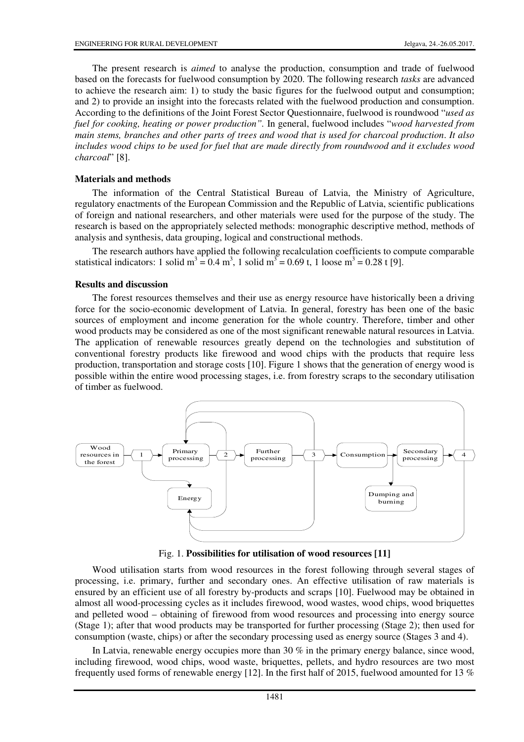The present research is *aimed* to analyse the production, consumption and trade of fuelwood based on the forecasts for fuelwood consumption by 2020. The following research *tasks* are advanced to achieve the research aim: 1) to study the basic figures for the fuelwood output and consumption; and 2) to provide an insight into the forecasts related with the fuelwood production and consumption. According to the definitions of the Joint Forest Sector Questionnaire, fuelwood is roundwood "*used as fuel for cooking, heating or power production"*. In general, fuelwood includes "*wood harvested from main stems, branches and other parts of trees and wood that is used for charcoal production. It also includes wood chips to be used for fuel that are made directly from roundwood and it excludes wood charcoal*" [8].

### Materials and methods

The information of the Central Statistical Bureau of Latvia, the Ministry of Agriculture, regulatory enactments of the European Commission and the Republic of Latvia, scientific publications of foreign and national researchers, and other materials were used for the purpose of the study. The research is based on the appropriately selected methods: monographic descriptive method, methods of analysis and synthesis, data grouping, logical and constructional methods.

The research authors have applied the following recalculation coefficients to compute comparable statistical indicators: 1 solid $m^3$ = 0.4 $m^3$, 1 solid $m^3$ = 0.69 t, 1 loose $m^3$ = 0.28 t [9].

### Results and discussion

The forest resources themselves and their use as energy resource have historically been a driving force for the socio-economic development of Latvia. In general, forestry has been one of the basic sources of employment and income generation for the whole country. Therefore, timber and other wood products may be considered as one of the most significant renewable natural resources in Latvia. The application of renewable resources greatly depend on the technologies and substitution of conventional forestry products like firewood and wood chips with the products that require less production, transportation and storage costs [10]. Figure 1 shows that the generation of energy wood is possible within the entire wood processing stages, i.e. from forestry scraps to the secondary utilisation of timber as fuelwood.

Fig. 1. **Possibilities for utilisation of wood resources [11]**

Wood utilisation starts from wood resources in the forest following through several stages of processing, i.e. primary, further and secondary ones. An effective utilisation of raw materials is ensured by an efficient use of all forestry by-products and scraps [10]. Fuelwood may be obtained in almost all wood-processing cycles as it includes firewood, wood wastes, wood chips, wood briquettes and pelleted wood – obtaining of firewood from wood resources and processing into energy source (Stage 1); after that wood products may be transported for further processing (Stage 2); then used for consumption (waste, chips) or after the secondary processing used as energy source (Stages 3 and 4).

In Latvia, renewable energy occupies more than 30 % in the primary energy balance, since wood, including firewood, wood chips, wood waste, briquettes, pellets, and hydro resources are two most frequently used forms of renewable energy [12]. In the first half of 2015, fuelwood amounted for 13 %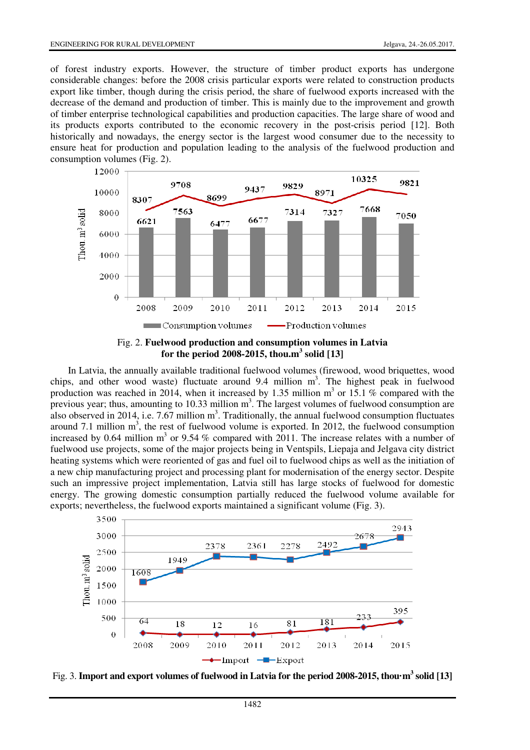of forest industry exports. However, the structure of timber product exports has undergone considerable changes: before the 2008 crisis particular exports were related to construction products export like timber, though during the crisis period, the share of fuelwood exports increased with the decrease of the demand and production of timber. This is mainly due to the improvement and growth of timber enterprise technological capabilities and production capacities. The large share of wood and its products exports contributed to the economic recovery in the post-crisis period [12]. Both historically and nowadays, the energy sector is the largest wood consumer due to the necessity to ensure heat for production and population leading to the analysis of the fuelwood production and consumption volumes (Fig. 2).

Fig. 2. **Fuelwood production and consumption volumes in Latvia for the period 2008-2015, thou.m$^3$ solid [13]**

In Latvia, the annually available traditional fuelwood volumes (firewood, wood briquettes, wood chips, and other wood waste) fluctuate around 9.4 million m$^3$. The highest peak in fuelwood production was reached in 2014, when it increased by 1.35 million m$^3$ or 15.1 % compared with the previous year; thus, amounting to 10.33 million m$^3$. The largest volumes of fuelwood consumption are also observed in 2014, i.e. 7.67 million m$^3$. Traditionally, the annual fuelwood consumption fluctuates around 7.1 million m$^3$, the rest of fuelwood volume is exported. In 2012, the fuelwood consumption increased by 0.64 million m$^3$ or 9.54 % compared with 2011. The increase relates with a number of fuelwood use projects, some of the major projects being in Ventspils, Liepaja and Jelgava city district heating systems which were reoriented of gas and fuel oil to fuelwood chips as well as the initiation of a new chip manufacturing project and processing plant for modernisation of the energy sector. Despite such an impressive project implementation, Latvia still has large stocks of fuelwood for domestic energy. The growing domestic consumption partially reduced the fuelwood volume available for exports; nevertheless, the fuelwood exports maintained a significant volume (Fig. 3).

Fig. 3. **Import and export volumes of fuelwood in Latvia for the period 2008-2015, thou·m$^3$ solid [13]**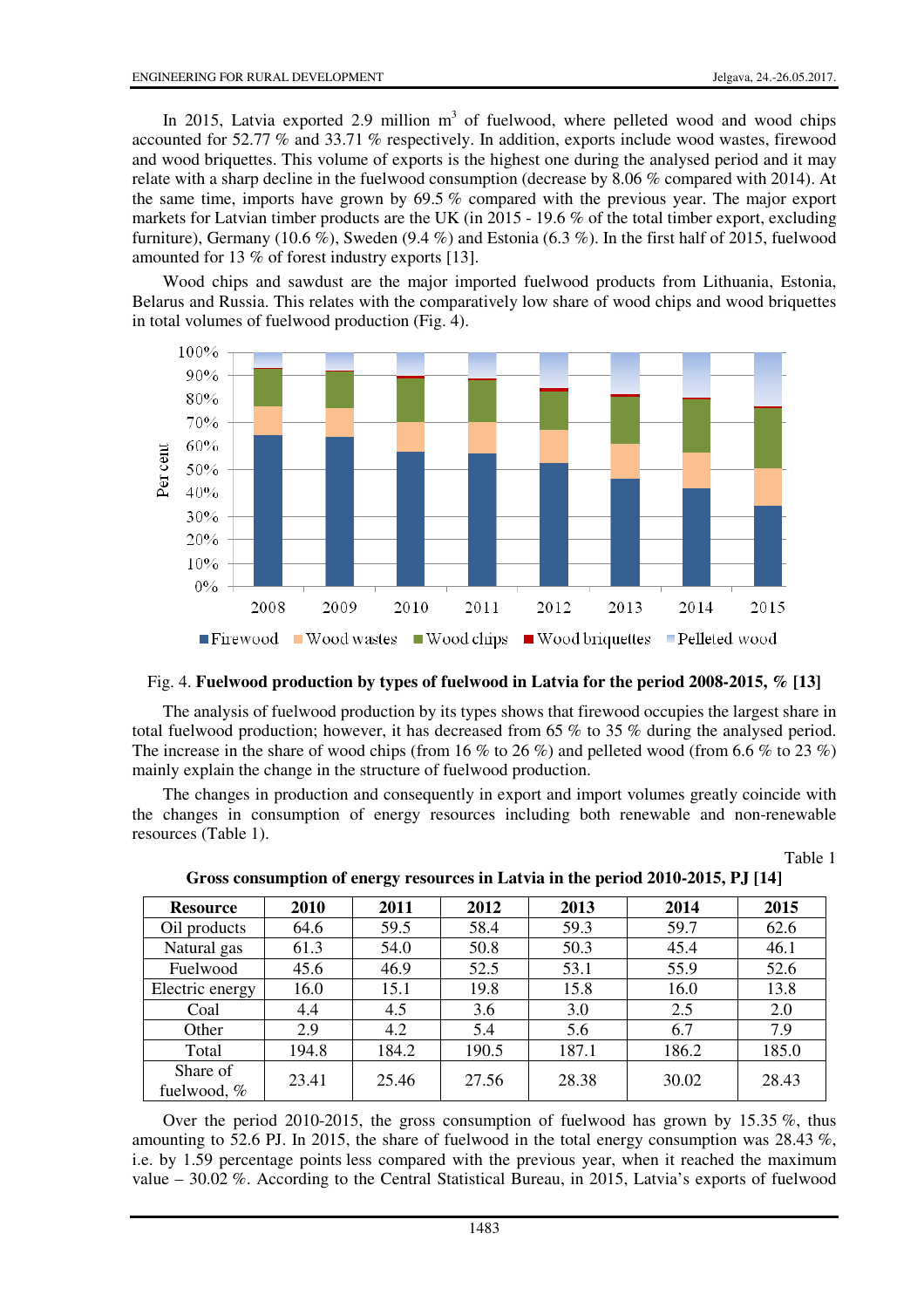In 2015, Latvia exported 2.9 million m[3] of fuelwood, where pelleted wood and wood chips accounted for 52.77 % and 33.71 % respectively. In addition, exports include wood wastes, firewood and wood briquettes. This volume of exports is the highest one during the analysed period and it may relate with a sharp decline in the fuelwood consumption (decrease by 8.06 % compared with 2014). At the same time, imports have grown by 69.5 % compared with the previous year. The major export markets for Latvian timber products are the UK (in 2015 - 19.6 % of the total timber export, excluding furniture), Germany (10.6 %), Sweden (9.4 %) and Estonia (6.3 %). In the first half of 2015, fuelwood amounted for 13 % of forest industry exports [13].

Wood chips and sawdust are the major imported fuelwood products from Lithuania, Estonia, Belarus and Russia. This relates with the comparatively low share of wood chips and wood briquettes in total volumes of fuelwood production (Fig. 4).

Fig. 4. **Fuelwood production by types of fuelwood in Latvia for the period 2008-2015, % [13]**

The analysis of fuelwood production by its types shows that firewood occupies the largest share in total fuelwood production; however, it has decreased from 65 % to 35 % during the analysed period. The increase in the share of wood chips (from 16 % to 26 %) and pelleted wood (from 6.6 % to 23 %) mainly explain the change in the structure of fuelwood production.

The changes in production and consequently in export and import volumes greatly coincide with the changes in consumption of energy resources including both renewable and non-renewable resources (Table 1).

Table 1

**Gross consumption of energy resources in Latvia in the period 2010-2015, PJ [14]**

| Resource | 2010 | 2011 | 2012 | 2013 | 2014 | 2015 |
|---|---|---|---|---|---|---|
| Oil products | 64.6 | 59.5 | 58.4 | 59.3 | 59.7 | 62.6 |
| Natural gas | 61.3 | 54.0 | 50.8 | 50.3 | 45.4 | 46.1 |
| Fuelwood | 45.6 | 46.9 | 52.5 | 53.1 | 55.9 | 52.6 |
| Electric energy | 16.0 | 15.1 | 19.8 | 15.8 | 16.0 | 13.8 |
| Coal | 4.4 | 4.5 | 3.6 | 3.0 | 2.5 | 2.0 |
| Other | 2.9 | 4.2 | 5.4 | 5.6 | 6.7 | 7.9 |
| Total | 194.8 | 184.2 | 190.5 | 187.1 | 186.2 | 185.0 |
| Share of fuelwood, % | 23.41 | 25.46 | 27.56 | 28.38 | 30.02 | 28.43 |

Over the period 2010-2015, the gross consumption of fuelwood has grown by 15.35 %, thus amounting to 52.6 PJ. In 2015, the share of fuelwood in the total energy consumption was 28.43 %, i.e. by 1.59 percentage points less compared with the previous year, when it reached the maximum value – 30.02 %. According to the Central Statistical Bureau, in 2015, Latvia's exports of fuelwood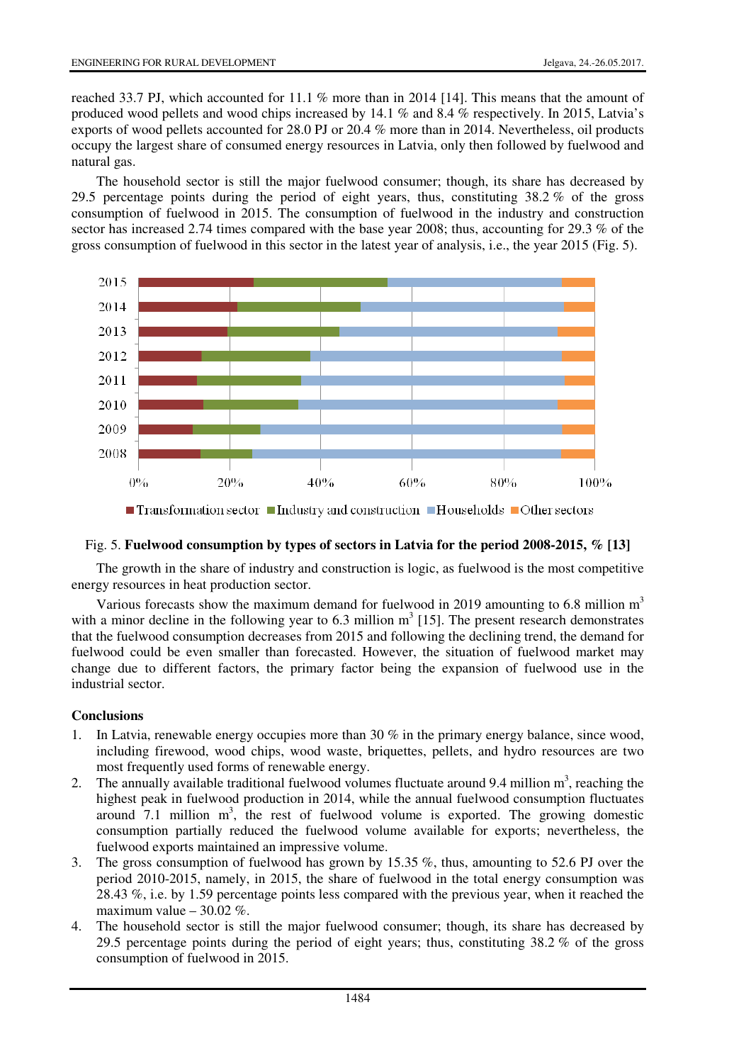reached 33.7 PJ, which accounted for 11.1 % more than in 2014 [14]. This means that the amount of produced wood pellets and wood chips increased by 14.1 % and 8.4 % respectively. In 2015, Latvia's exports of wood pellets accounted for 28.0 PJ or 20.4 % more than in 2014. Nevertheless, oil products occupy the largest share of consumed energy resources in Latvia, only then followed by fuelwood and natural gas.

The household sector is still the major fuelwood consumer; though, its share has decreased by 29.5 percentage points during the period of eight years, thus, constituting 38.2 % of the gross consumption of fuelwood in 2015. The consumption of fuelwood in the industry and construction sector has increased 2.74 times compared with the base year 2008; thus, accounting for 29.3 % of the gross consumption of fuelwood in this sector in the latest year of analysis, i.e., the year 2015 (Fig. 5).

Fig. 5. **Fuelwood consumption by types of sectors in Latvia for the period 2008-2015, % [13]**

The growth in the share of industry and construction is logic, as fuelwood is the most competitive energy resources in heat production sector.

Various forecasts show the maximum demand for fuelwood in 2019 amounting to 6.8 million $m^3$ with a minor decline in the following year to 6.3 million $m^3$ [15]. The present research demonstrates that the fuelwood consumption decreases from 2015 and following the declining trend, the demand for fuelwood could be even smaller than forecasted. However, the situation of fuelwood market may change due to different factors, the primary factor being the expansion of fuelwood use in the industrial sector.

## Conclusions

1. In Latvia, renewable energy occupies more than 30 % in the primary energy balance, since wood, including firewood, wood chips, wood waste, briquettes, pellets, and hydro resources are two most frequently used forms of renewable energy.
2. The annually available traditional fuelwood volumes fluctuate around 9.4 million $m^3$, reaching the highest peak in fuelwood production in 2014, while the annual fuelwood consumption fluctuates around 7.1 million $m^3$, the rest of fuelwood volume is exported. The growing domestic consumption partially reduced the fuelwood volume available for exports; nevertheless, the fuelwood exports maintained an impressive volume.
3. The gross consumption of fuelwood has grown by 15.35 %, thus, amounting to 52.6 PJ over the period 2010-2015, namely, in 2015, the share of fuelwood in the total energy consumption was 28.43 %, i.e. by 1.59 percentage points less compared with the previous year, when it reached the maximum value – 30.02 %.
4. The household sector is still the major fuelwood consumer; though, its share has decreased by 29.5 percentage points during the period of eight years; thus, constituting 38.2 % of the gross consumption of fuelwood in 2015.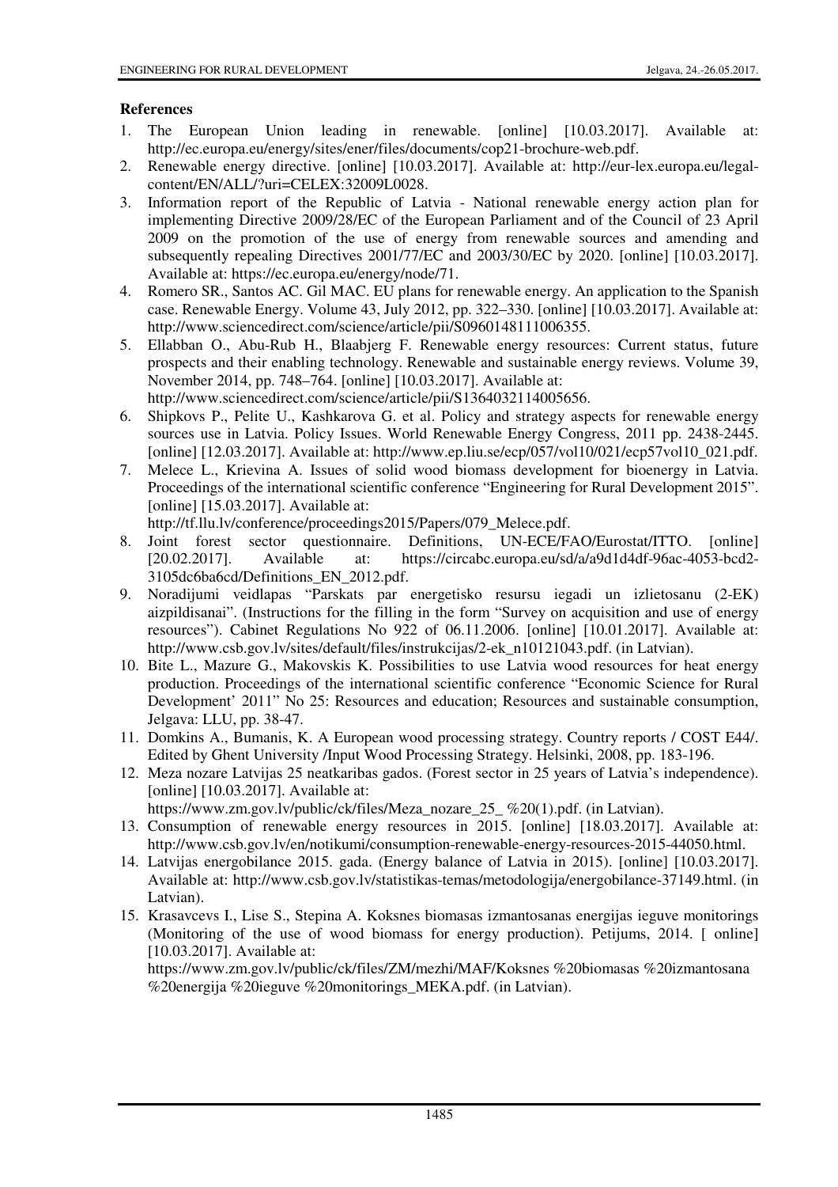**References**

1. The European Union leading in renewable. [online] [10.03.2017]. Available at: http://ec.europa.eu/energy/sites/ener/files/documents/cop21-brochure-web.pdf.
2. Renewable energy directive. [online] [10.03.2017]. Available at: http://eur-lex.europa.eu/legal-content/EN/ALL/?uri=CELEX:32009L0028.
3. Information report of the Republic of Latvia - National renewable energy action plan for implementing Directive 2009/28/EC of the European Parliament and of the Council of 23 April 2009 on the promotion of the use of energy from renewable sources and amending and subsequently repealing Directives 2001/77/EC and 2003/30/EC by 2020. [online] [10.03.2017]. Available at: https://ec.europa.eu/energy/node/71.
4. Romero SR., Santos AC. Gil MAC. EU plans for renewable energy. An application to the Spanish case. Renewable Energy. Volume 43, July 2012, pp. 322–330. [online] [10.03.2017]. Available at: http://www.sciencedirect.com/science/article/pii/S0960148111006355.
5. Ellabban O., Abu-Rub H., Blaabjerg F. Renewable energy resources: Current status, future prospects and their enabling technology. Renewable and sustainable energy reviews. Volume 39, November 2014, pp. 748–764. [online] [10.03.2017]. Available at: http://www.sciencedirect.com/science/article/pii/S1364032114005656.
6. Shipkovs P., Pelite U., Kashkarova G. et al. Policy and strategy aspects for renewable energy sources use in Latvia. Policy Issues. World Renewable Energy Congress, 2011 pp. 2438-2445. [online] [12.03.2017]. Available at: http://www.ep.liu.se/ecp/057/vol10/021/ecp57vol10_021.pdf.
7. Melece L., Krievina A. Issues of solid wood biomass development for bioenergy in Latvia. Proceedings of the international scientific conference "Engineering for Rural Development 2015". [online] [15.03.2017]. Available at: http://tf.llu.lv/conference/proceedings2015/Papers/079_Melece.pdf.
8. Joint forest sector questionnaire. Definitions, UN-ECE/FAO/Eurostat/ITTO. [online] [20.02.2017]. Available at: https://circabc.europa.eu/sd/a/a9d1d4df-96ac-4053-bcd2-3105dc6ba6cd/Definitions_EN_2012.pdf.
9. Noradijumi veidlapas "Parskats par energetisko resursu iegadi un izlietosanu (2-EK) aizpildisanai". (Instructions for the filling in the form "Survey on acquisition and use of energy resources"). Cabinet Regulations No 922 of 06.11.2006. [online] [10.01.2017]. Available at: http://www.csb.gov.lv/sites/default/files/instrukcijas/2-ek_n10121043.pdf. (in Latvian).
10. Bite L., Mazure G., Makovskis K. Possibilities to use Latvia wood resources for heat energy production. Proceedings of the international scientific conference "Economic Science for Rural Development' 2011" No 25: Resources and education; Resources and sustainable consumption, Jelgava: LLU, pp. 38-47.
11. Domkins A., Bumanis, K. A European wood processing strategy. Country reports / COST E44/. Edited by Ghent University /Input Wood Processing Strategy. Helsinki, 2008, pp. 183-196.
12. Meza nozare Latvijas 25 neatkaribas gados. (Forest sector in 25 years of Latvia's independence). [online] [10.03.2017]. Available at: https://www.zm.gov.lv/public/ck/files/Meza_nozare_25_ %20(1).pdf. (in Latvian).
13. Consumption of renewable energy resources in 2015. [online] [18.03.2017]. Available at: http://www.csb.gov.lv/en/notikumi/consumption-renewable-energy-resources-2015-44050.html.
14. Latvijas energobilance 2015. gada. (Energy balance of Latvia in 2015). [online] [10.03.2017]. Available at: http://www.csb.gov.lv/statistikas-temas/metodologija/energobilance-37149.html. (in Latvian).
15. Krasavcevs I., Lise S., Stepina A. Koksnes biomasas izmantosanas energijas ieguve monitorings (Monitoring of the use of wood biomass for energy production). Petijums, 2014. [ online] [10.03.2017]. Available at: https://www.zm.gov.lv/public/ck/files/ZM/mezhi/MAF/Koksnes %20biomasas %20izmantosana %20energija %20ieguve %20monitorings_MEKA.pdf. (in Latvian).